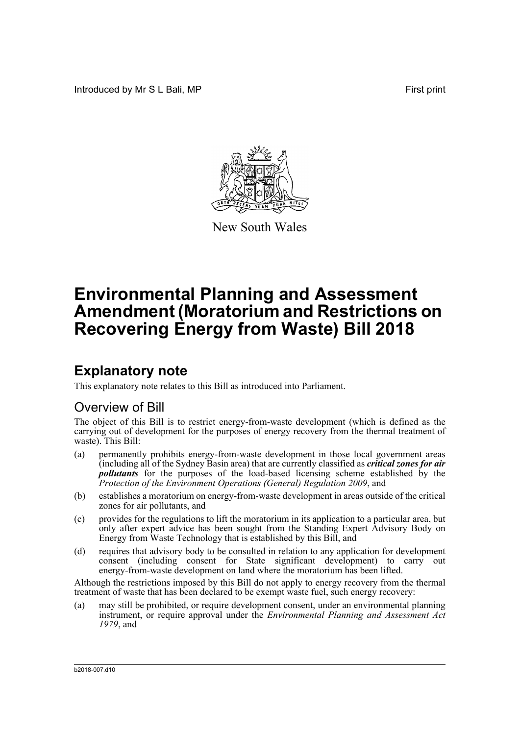Introduced by Mr S L Bali, MP

First print

New South Wales

# Environmental Planning and Assessment Amendment (Moratorium and Restrictions on Recovering Energy from Waste) Bill 2018

## Explanatory note

This explanatory note relates to this Bill as introduced into Parliament.

### Overview of Bill

The object of this Bill is to restrict energy-from-waste development (which is defined as the carrying out of development for the purposes of energy recovery from the thermal treatment of waste). This Bill:

(a) permanently prohibits energy-from-waste development in those local government areas (including all of the Sydney Basin area) that are currently classified as ***critical zones for air pollutants*** for the purposes of the load-based licensing scheme established by the *Protection of the Environment Operations (General) Regulation 2009*, and

(b) establishes a moratorium on energy-from-waste development in areas outside of the critical zones for air pollutants, and

(c) provides for the regulations to lift the moratorium in its application to a particular area, but only after expert advice has been sought from the Standing Expert Advisory Body on Energy from Waste Technology that is established by this Bill, and

(d) requires that advisory body to be consulted in relation to any application for development consent (including consent for State significant development) to carry out energy-from-waste development on land where the moratorium has been lifted.

Although the restrictions imposed by this Bill do not apply to energy recovery from the thermal treatment of waste that has been declared to be exempt waste fuel, such energy recovery:

(a) may still be prohibited, or require development consent, under an environmental planning instrument, or require approval under the *Environmental Planning and Assessment Act 1979*, and

b2018-007.d10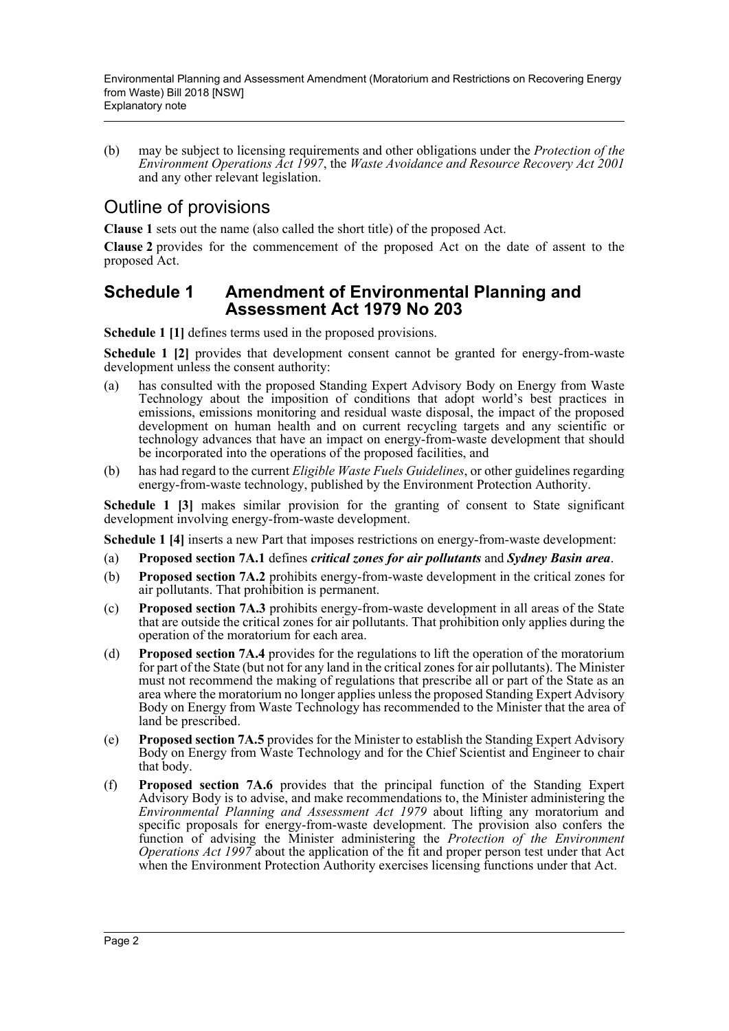(b) may be subject to licensing requirements and other obligations under the *Protection of the Environment Operations Act 1997*, the *Waste Avoidance and Resource Recovery Act 2001* and any other relevant legislation.

## Outline of provisions

**Clause 1** sets out the name (also called the short title) of the proposed Act.

**Clause 2** provides for the commencement of the proposed Act on the date of assent to the proposed Act.

### Schedule 1 Amendment of Environmental Planning and Assessment Act 1979 No 203

**Schedule 1 [1]** defines terms used in the proposed provisions.

**Schedule 1 [2]** provides that development consent cannot be granted for energy-from-waste development unless the consent authority:

(a) has consulted with the proposed Standing Expert Advisory Body on Energy from Waste Technology about the imposition of conditions that adopt world's best practices in emissions, emissions monitoring and residual waste disposal, the impact of the proposed development on human health and on current recycling targets and any scientific or technology advances that have an impact on energy-from-waste development that should be incorporated into the operations of the proposed facilities, and

(b) has had regard to the current *Eligible Waste Fuels Guidelines*, or other guidelines regarding energy-from-waste technology, published by the Environment Protection Authority.

**Schedule 1 [3]** makes similar provision for the granting of consent to State significant development involving energy-from-waste development.

**Schedule 1 [4]** inserts a new Part that imposes restrictions on energy-from-waste development:

(a) **Proposed section 7A.1** defines ***critical zones for air pollutants*** and ***Sydney Basin area***.

(b) **Proposed section 7A.2** prohibits energy-from-waste development in the critical zones for air pollutants. That prohibition is permanent.

(c) **Proposed section 7A.3** prohibits energy-from-waste development in all areas of the State that are outside the critical zones for air pollutants. That prohibition only applies during the operation of the moratorium for each area.

(d) **Proposed section 7A.4** provides for the regulations to lift the operation of the moratorium for part of the State (but not for any land in the critical zones for air pollutants). The Minister must not recommend the making of regulations that prescribe all or part of the State as an area where the moratorium no longer applies unless the proposed Standing Expert Advisory Body on Energy from Waste Technology has recommended to the Minister that the area of land be prescribed.

(e) **Proposed section 7A.5** provides for the Minister to establish the Standing Expert Advisory Body on Energy from Waste Technology and for the Chief Scientist and Engineer to chair that body.

(f) **Proposed section 7A.6** provides that the principal function of the Standing Expert Advisory Body is to advise, and make recommendations to, the Minister administering the *Environmental Planning and Assessment Act 1979* about lifting any moratorium and specific proposals for energy-from-waste development. The provision also confers the function of advising the Minister administering the *Protection of the Environment Operations Act 1997* about the application of the fit and proper person test under that Act when the Environment Protection Authority exercises licensing functions under that Act.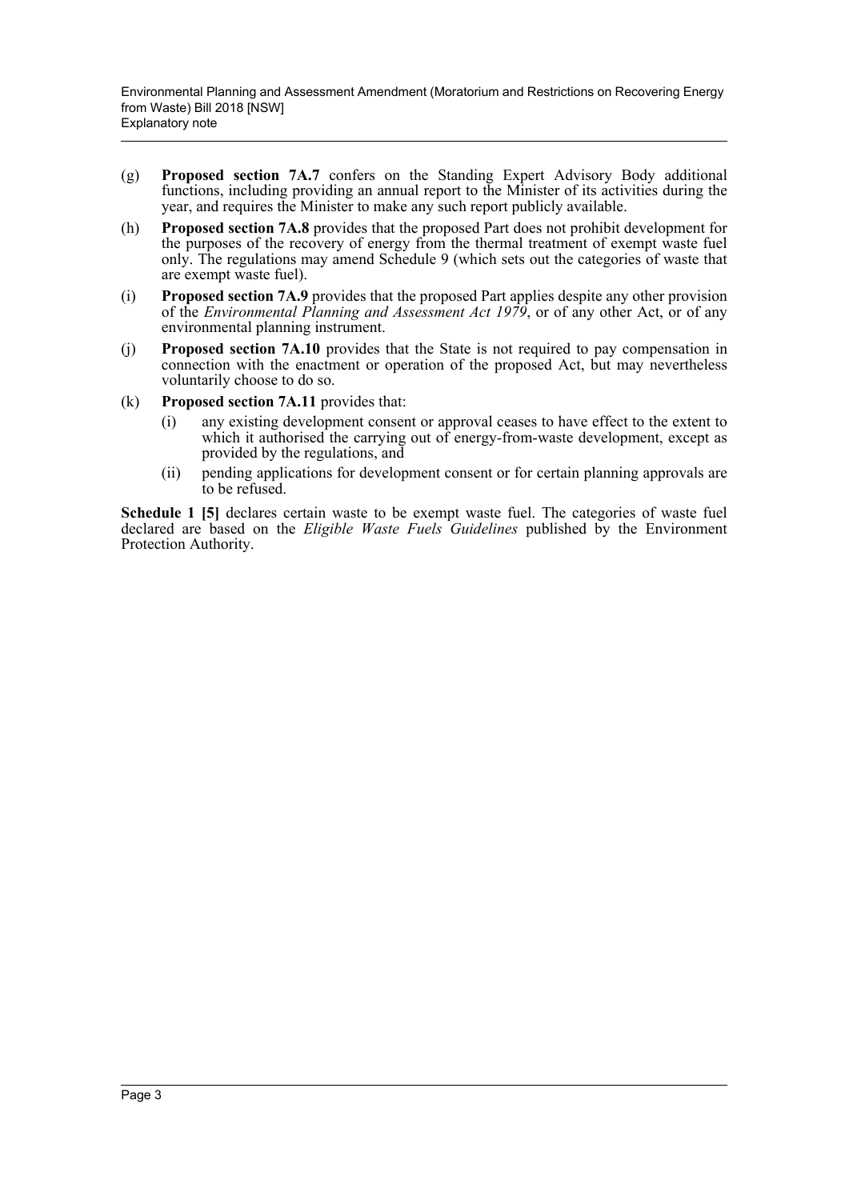(g) **Proposed section 7A.7** confers on the Standing Expert Advisory Body additional functions, including providing an annual report to the Minister of its activities during the year, and requires the Minister to make any such report publicly available.

(h) **Proposed section 7A.8** provides that the proposed Part does not prohibit development for the purposes of the recovery of energy from the thermal treatment of exempt waste fuel only. The regulations may amend Schedule 9 (which sets out the categories of waste that are exempt waste fuel).

(i) **Proposed section 7A.9** provides that the proposed Part applies despite any other provision of the *Environmental Planning and Assessment Act 1979*, or of any other Act, or of any environmental planning instrument.

(j) **Proposed section 7A.10** provides that the State is not required to pay compensation in connection with the enactment or operation of the proposed Act, but may nevertheless voluntarily choose to do so.

(k) **Proposed section 7A.11** provides that:

  (i) any existing development consent or approval ceases to have effect to the extent to which it authorised the carrying out of energy-from-waste development, except as provided by the regulations, and

  (ii) pending applications for development consent or for certain planning approvals are to be refused.

**Schedule 1 [5]** declares certain waste to be exempt waste fuel. The categories of waste fuel declared are based on the *Eligible Waste Fuels Guidelines* published by the Environment Protection Authority.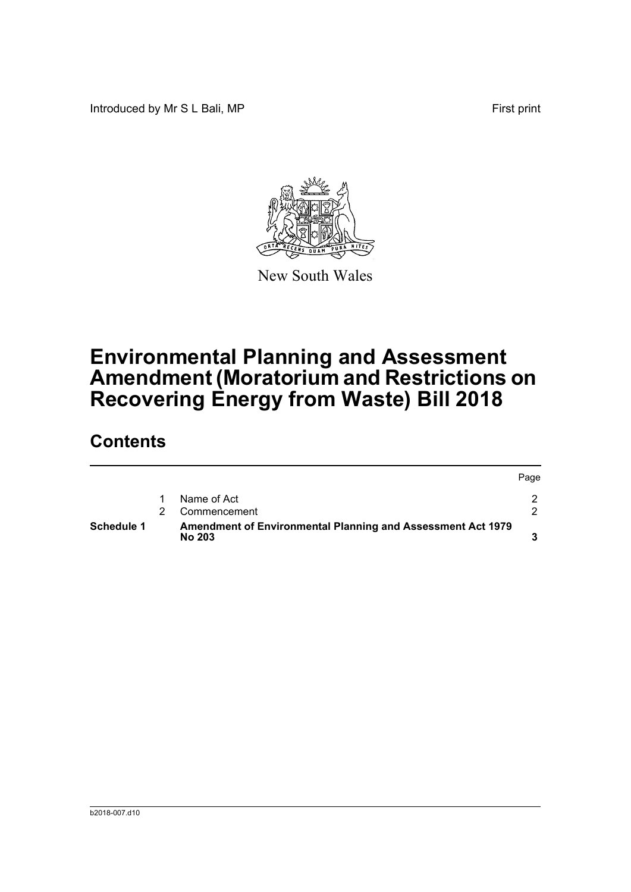Introduced by Mr S L Bali, MP First print

New South Wales

# Environmental Planning and Assessment Amendment (Moratorium and Restrictions on Recovering Energy from Waste) Bill 2018

## Contents

| | | | Page |
|---|---|---|---|
| | 1 | Name of Act | 2 |
| | 2 | Commencement | 2 |
| **Schedule 1** | | **Amendment of Environmental Planning and Assessment Act 1979 No 203** | **3** |

b2018-007.d10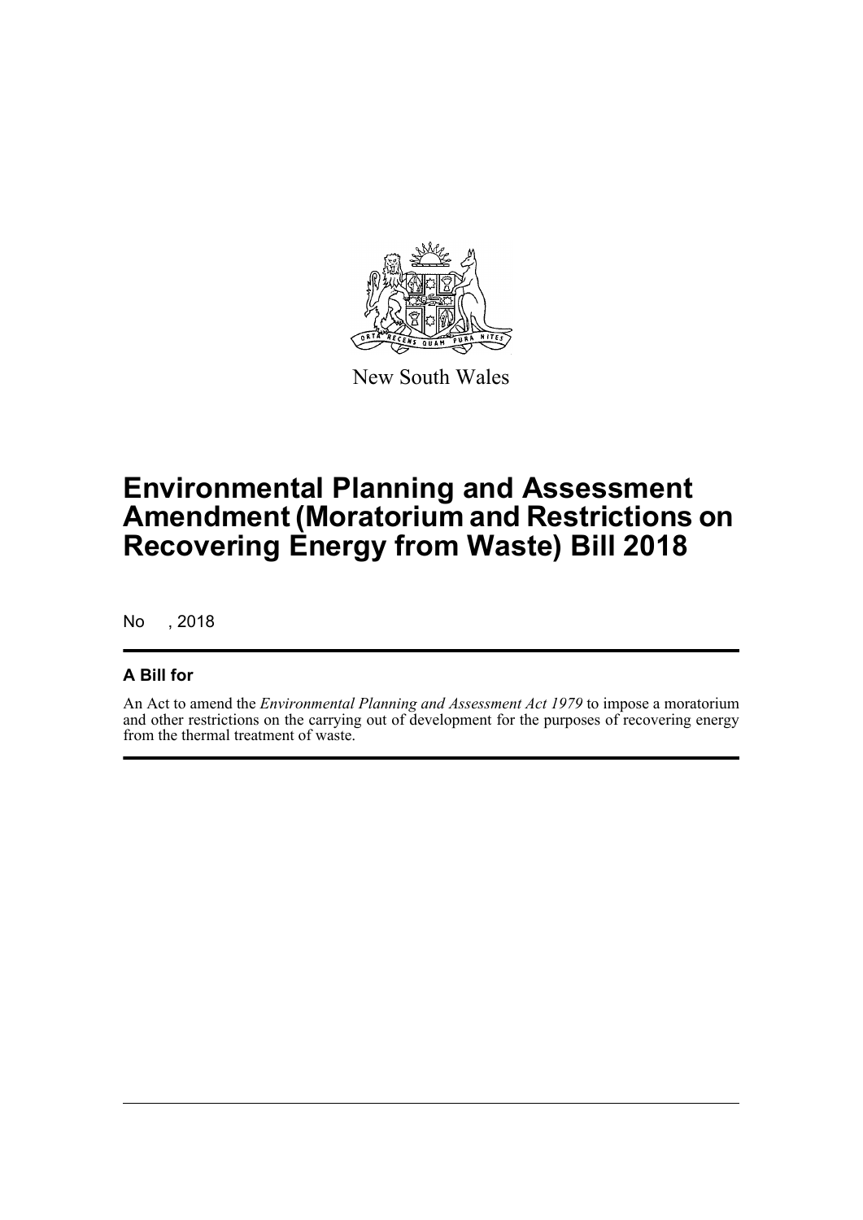New South Wales

# Environmental Planning and Assessment Amendment (Moratorium and Restrictions on Recovering Energy from Waste) Bill 2018

No , 2018

## A Bill for

An Act to amend the *Environmental Planning and Assessment Act 1979* to impose a moratorium and other restrictions on the carrying out of development for the purposes of recovering energy from the thermal treatment of waste.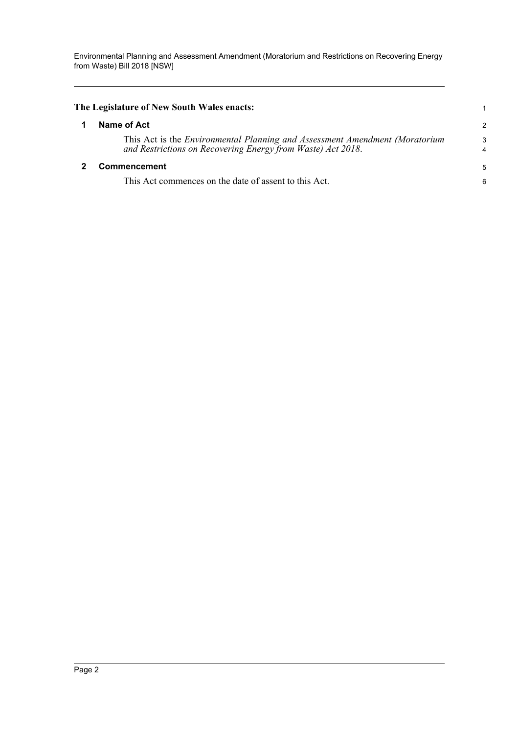**The Legislature of New South Wales enacts:**

## 1 Name of Act

This Act is the *Environmental Planning and Assessment Amendment (Moratorium and Restrictions on Recovering Energy from Waste) Act 2018*.

## 2 Commencement

This Act commences on the date of assent to this Act.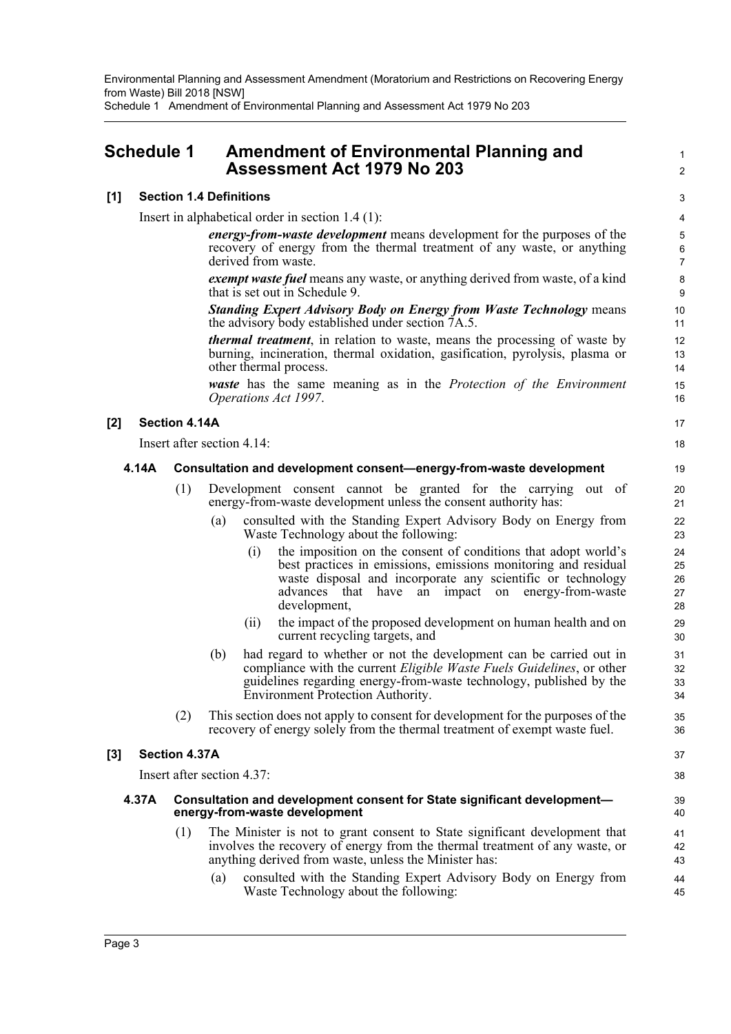# Schedule 1 Amendment of Environmental Planning and Assessment Act 1979 No 203

## [1] Section 1.4 Definitions

Insert in alphabetical order in section 1.4 (1):

> ***energy-from-waste development*** means development for the purposes of the recovery of energy from the thermal treatment of any waste, or anything derived from waste.
>
> ***exempt waste fuel*** means any waste, or anything derived from waste, of a kind that is set out in Schedule 9.
>
> ***Standing Expert Advisory Body on Energy from Waste Technology*** means the advisory body established under section 7A.5.
>
> ***thermal treatment***, in relation to waste, means the processing of waste by burning, incineration, thermal oxidation, gasification, pyrolysis, plasma or other thermal process.
>
> ***waste*** has the same meaning as in the *Protection of the Environment Operations Act 1997*.

## [2] Section 4.14A

Insert after section 4.14:

### 4.14A Consultation and development consent—energy-from-waste development

(1) Development consent cannot be granted for the carrying out of energy-from-waste development unless the consent authority has:

- (a) consulted with the Standing Expert Advisory Body on Energy from Waste Technology about the following:
  - (i) the imposition on the consent of conditions that adopt world's best practices in emissions, emissions monitoring and residual waste disposal and incorporate any scientific or technology advances that have an impact on energy-from-waste development,
  - (ii) the impact of the proposed development on human health and on current recycling targets, and
- (b) had regard to whether or not the development can be carried out in compliance with the current *Eligible Waste Fuels Guidelines*, or other guidelines regarding energy-from-waste technology, published by the Environment Protection Authority.

(2) This section does not apply to consent for development for the purposes of the recovery of energy solely from the thermal treatment of exempt waste fuel.

## [3] Section 4.37A

Insert after section 4.37:

### 4.37A Consultation and development consent for State significant development—energy-from-waste development

(1) The Minister is not to grant consent to State significant development that involves the recovery of energy from the thermal treatment of any waste, or anything derived from waste, unless the Minister has:

- (a) consulted with the Standing Expert Advisory Body on Energy from Waste Technology about the following: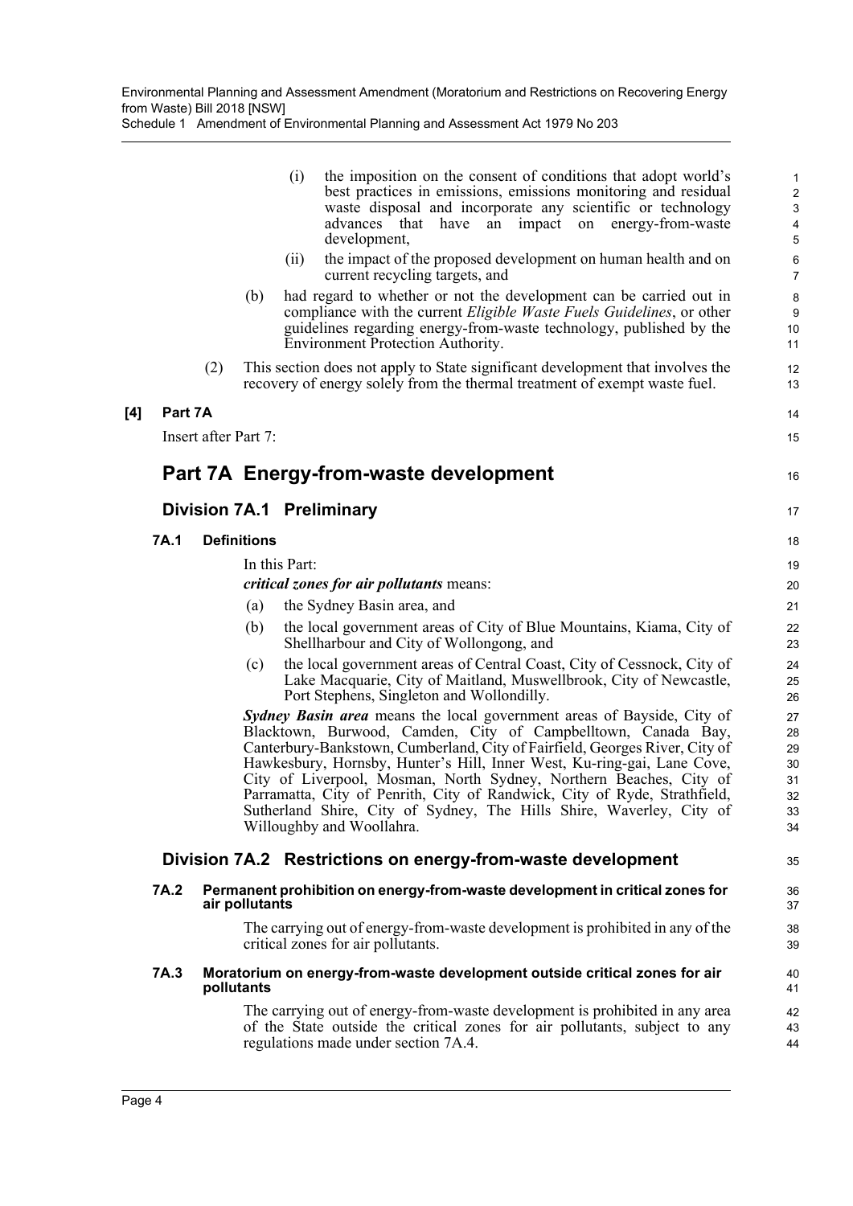(i) the imposition on the consent of conditions that adopt world's best practices in emissions, emissions monitoring and residual waste disposal and incorporate any scientific or technology advances that have an impact on energy-from-waste development,

(ii) the impact of the proposed development on human health and on current recycling targets, and

(b) had regard to whether or not the development can be carried out in compliance with the current *Eligible Waste Fuels Guidelines*, or other guidelines regarding energy-from-waste technology, published by the Environment Protection Authority.

(2) This section does not apply to State significant development that involves the recovery of energy solely from the thermal treatment of exempt waste fuel.

**[4] Part 7A**

Insert after Part 7:

# Part 7A Energy-from-waste development

## Division 7A.1 Preliminary

**7A.1 Definitions**

In this Part:

***critical zones for air pollutants*** means:

(a) the Sydney Basin area, and

(b) the local government areas of City of Blue Mountains, Kiama, City of Shellharbour and City of Wollongong, and

(c) the local government areas of Central Coast, City of Cessnock, City of Lake Macquarie, City of Maitland, Muswellbrook, City of Newcastle, Port Stephens, Singleton and Wollondilly.

***Sydney Basin area*** means the local government areas of Bayside, City of Blacktown, Burwood, Camden, City of Campbelltown, Canada Bay, Canterbury-Bankstown, Cumberland, City of Fairfield, Georges River, City of Hawkesbury, Hornsby, Hunter's Hill, Inner West, Ku-ring-gai, Lane Cove, City of Liverpool, Mosman, North Sydney, Northern Beaches, City of Parramatta, City of Penrith, City of Randwick, City of Ryde, Strathfield, Sutherland Shire, City of Sydney, The Hills Shire, Waverley, City of Willoughby and Woollahra.

## Division 7A.2 Restrictions on energy-from-waste development

**7A.2 Permanent prohibition on energy-from-waste development in critical zones for air pollutants**

The carrying out of energy-from-waste development is prohibited in any of the critical zones for air pollutants.

**7A.3 Moratorium on energy-from-waste development outside critical zones for air pollutants**

The carrying out of energy-from-waste development is prohibited in any area of the State outside the critical zones for air pollutants, subject to any regulations made under section 7A.4.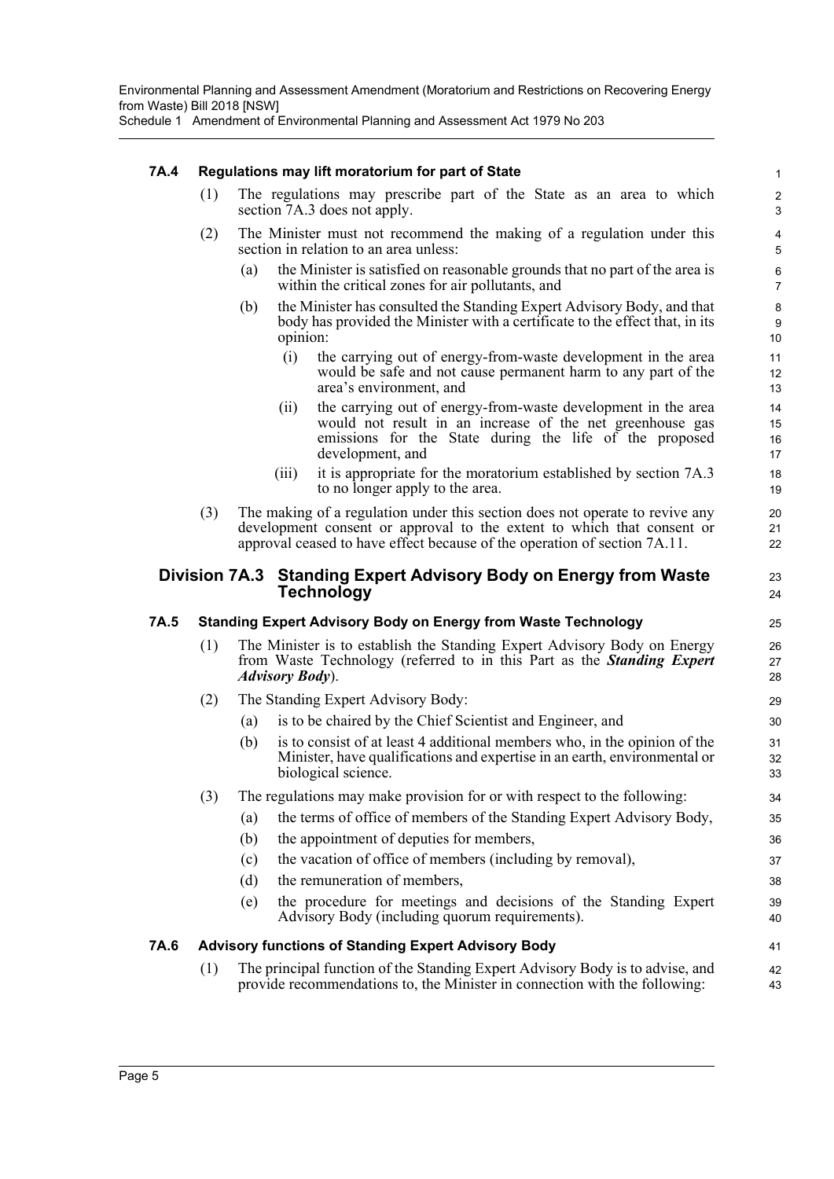#### 7A.4 Regulations may lift moratorium for part of State

(1) The regulations may prescribe part of the State as an area to which section 7A.3 does not apply.

(2) The Minister must not recommend the making of a regulation under this section in relation to an area unless:

(a) the Minister is satisfied on reasonable grounds that no part of the area is within the critical zones for air pollutants, and

(b) the Minister has consulted the Standing Expert Advisory Body, and that body has provided the Minister with a certificate to the effect that, in its opinion:

(i) the carrying out of energy-from-waste development in the area would be safe and not cause permanent harm to any part of the area's environment, and

(ii) the carrying out of energy-from-waste development in the area would not result in an increase of the net greenhouse gas emissions for the State during the life of the proposed development, and

(iii) it is appropriate for the moratorium established by section 7A.3 to no longer apply to the area.

(3) The making of a regulation under this section does not operate to revive any development consent or approval to the extent to which that consent or approval ceased to have effect because of the operation of section 7A.11.

### Division 7A.3 Standing Expert Advisory Body on Energy from Waste Technology

#### 7A.5 Standing Expert Advisory Body on Energy from Waste Technology

(1) The Minister is to establish the Standing Expert Advisory Body on Energy from Waste Technology (referred to in this Part as the ***Standing Expert Advisory Body***).

(2) The Standing Expert Advisory Body:

(a) is to be chaired by the Chief Scientist and Engineer, and

(b) is to consist of at least 4 additional members who, in the opinion of the Minister, have qualifications and expertise in an earth, environmental or biological science.

(3) The regulations may make provision for or with respect to the following:

(a) the terms of office of members of the Standing Expert Advisory Body,

(b) the appointment of deputies for members,

(c) the vacation of office of members (including by removal),

(d) the remuneration of members,

(e) the procedure for meetings and decisions of the Standing Expert Advisory Body (including quorum requirements).

#### 7A.6 Advisory functions of Standing Expert Advisory Body

(1) The principal function of the Standing Expert Advisory Body is to advise, and provide recommendations to, the Minister in connection with the following: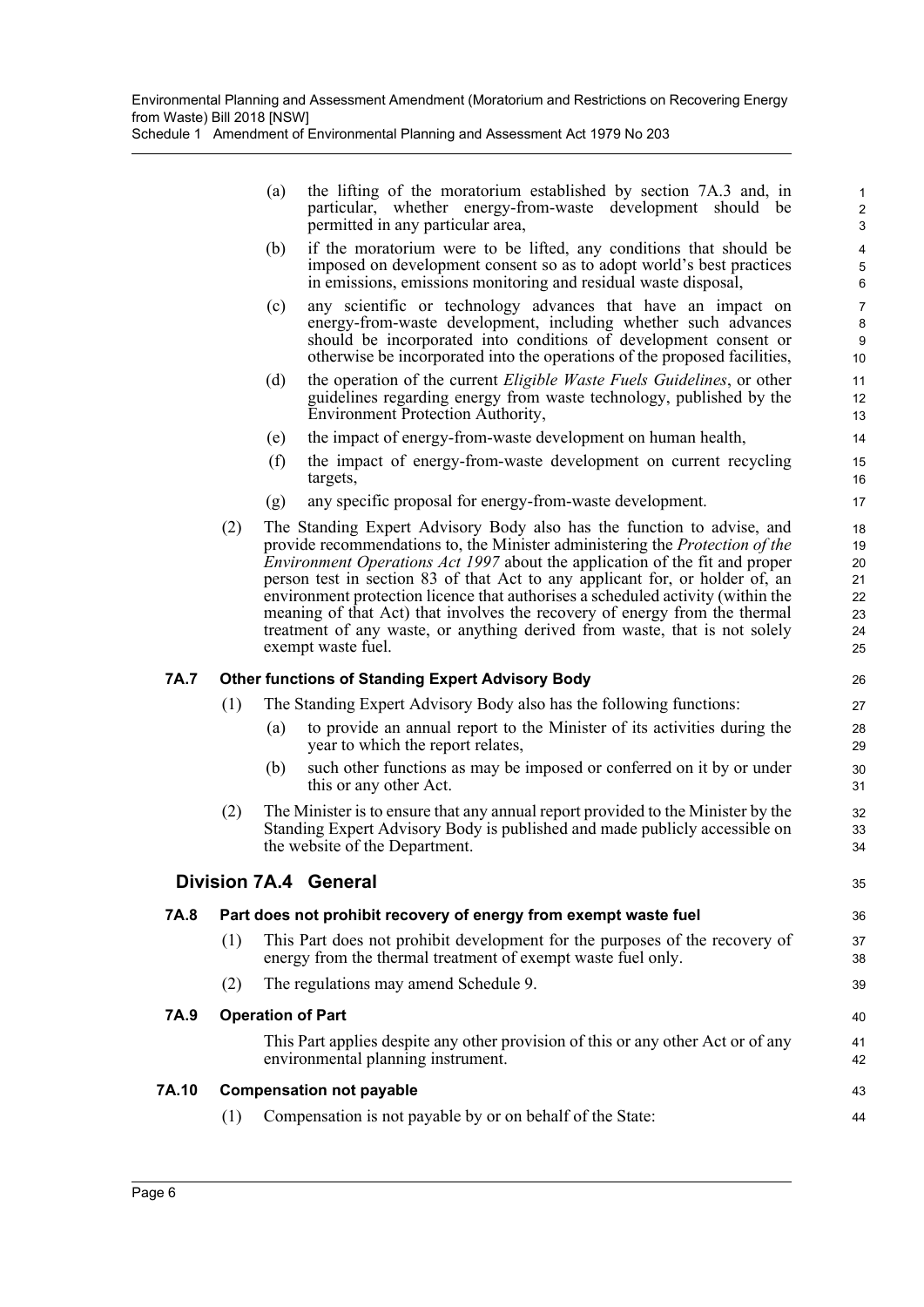(a) the lifting of the moratorium established by section 7A.3 and, in particular, whether energy-from-waste development should be permitted in any particular area,

(b) if the moratorium were to be lifted, any conditions that should be imposed on development consent so as to adopt world's best practices in emissions, emissions monitoring and residual waste disposal,

(c) any scientific or technology advances that have an impact on energy-from-waste development, including whether such advances should be incorporated into conditions of development consent or otherwise be incorporated into the operations of the proposed facilities,

(d) the operation of the current *Eligible Waste Fuels Guidelines*, or other guidelines regarding energy from waste technology, published by the Environment Protection Authority,

(e) the impact of energy-from-waste development on human health,

(f) the impact of energy-from-waste development on current recycling targets,

(g) any specific proposal for energy-from-waste development.

(2) The Standing Expert Advisory Body also has the function to advise, and provide recommendations to, the Minister administering the *Protection of the Environment Operations Act 1997* about the application of the fit and proper person test in section 83 of that Act to any applicant for, or holder of, an environment protection licence that authorises a scheduled activity (within the meaning of that Act) that involves the recovery of energy from the thermal treatment of any waste, or anything derived from waste, that is not solely exempt waste fuel.

**7A.7 Other functions of Standing Expert Advisory Body**

(1) The Standing Expert Advisory Body also has the following functions:

(a) to provide an annual report to the Minister of its activities during the year to which the report relates,

(b) such other functions as may be imposed or conferred on it by or under this or any other Act.

(2) The Minister is to ensure that any annual report provided to the Minister by the Standing Expert Advisory Body is published and made publicly accessible on the website of the Department.

## Division 7A.4 General

**7A.8 Part does not prohibit recovery of energy from exempt waste fuel**

(1) This Part does not prohibit development for the purposes of the recovery of energy from the thermal treatment of exempt waste fuel only.

(2) The regulations may amend Schedule 9.

**7A.9 Operation of Part**

This Part applies despite any other provision of this or any other Act or of any environmental planning instrument.

**7A.10 Compensation not payable**

(1) Compensation is not payable by or on behalf of the State: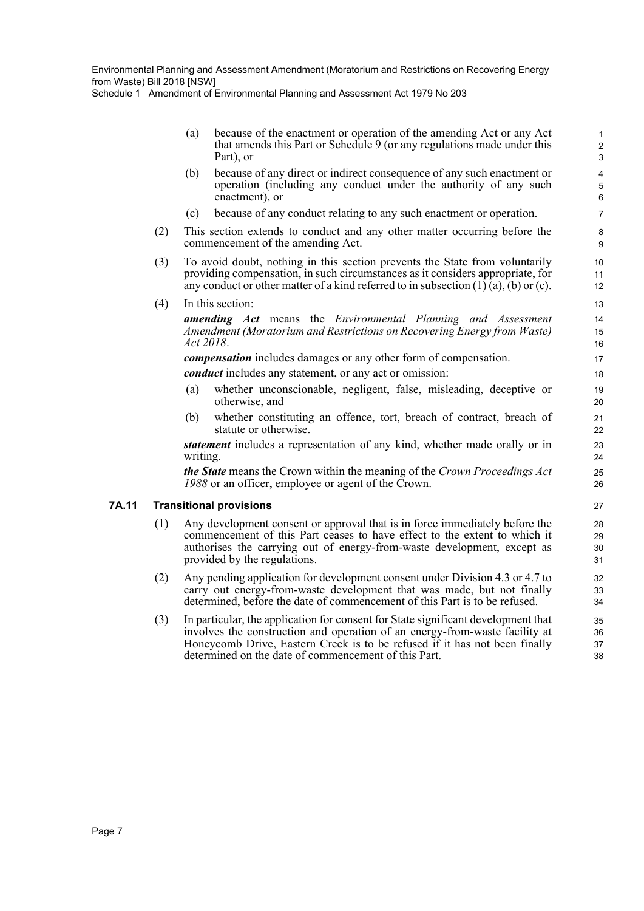(a) because of the enactment or operation of the amending Act or any Act that amends this Part or Schedule 9 (or any regulations made under this Part), or

(b) because of any direct or indirect consequence of any such enactment or operation (including any conduct under the authority of any such enactment), or

(c) because of any conduct relating to any such enactment or operation.

(2) This section extends to conduct and any other matter occurring before the commencement of the amending Act.

(3) To avoid doubt, nothing in this section prevents the State from voluntarily providing compensation, in such circumstances as it considers appropriate, for any conduct or other matter of a kind referred to in subsection (1) (a), (b) or (c).

(4) In this section:

***amending Act*** means the *Environmental Planning and Assessment Amendment (Moratorium and Restrictions on Recovering Energy from Waste) Act 2018*.

***compensation*** includes damages or any other form of compensation.

***conduct*** includes any statement, or any act or omission:

(a) whether unconscionable, negligent, false, misleading, deceptive or otherwise, and

(b) whether constituting an offence, tort, breach of contract, breach of statute or otherwise.

***statement*** includes a representation of any kind, whether made orally or in writing.

***the State*** means the Crown within the meaning of the *Crown Proceedings Act 1988* or an officer, employee or agent of the Crown.

### 7A.11 Transitional provisions

(1) Any development consent or approval that is in force immediately before the commencement of this Part ceases to have effect to the extent to which it authorises the carrying out of energy-from-waste development, except as provided by the regulations.

(2) Any pending application for development consent under Division 4.3 or 4.7 to carry out energy-from-waste development that was made, but not finally determined, before the date of commencement of this Part is to be refused.

(3) In particular, the application for consent for State significant development that involves the construction and operation of an energy-from-waste facility at Honeycomb Drive, Eastern Creek is to be refused if it has not been finally determined on the date of commencement of this Part.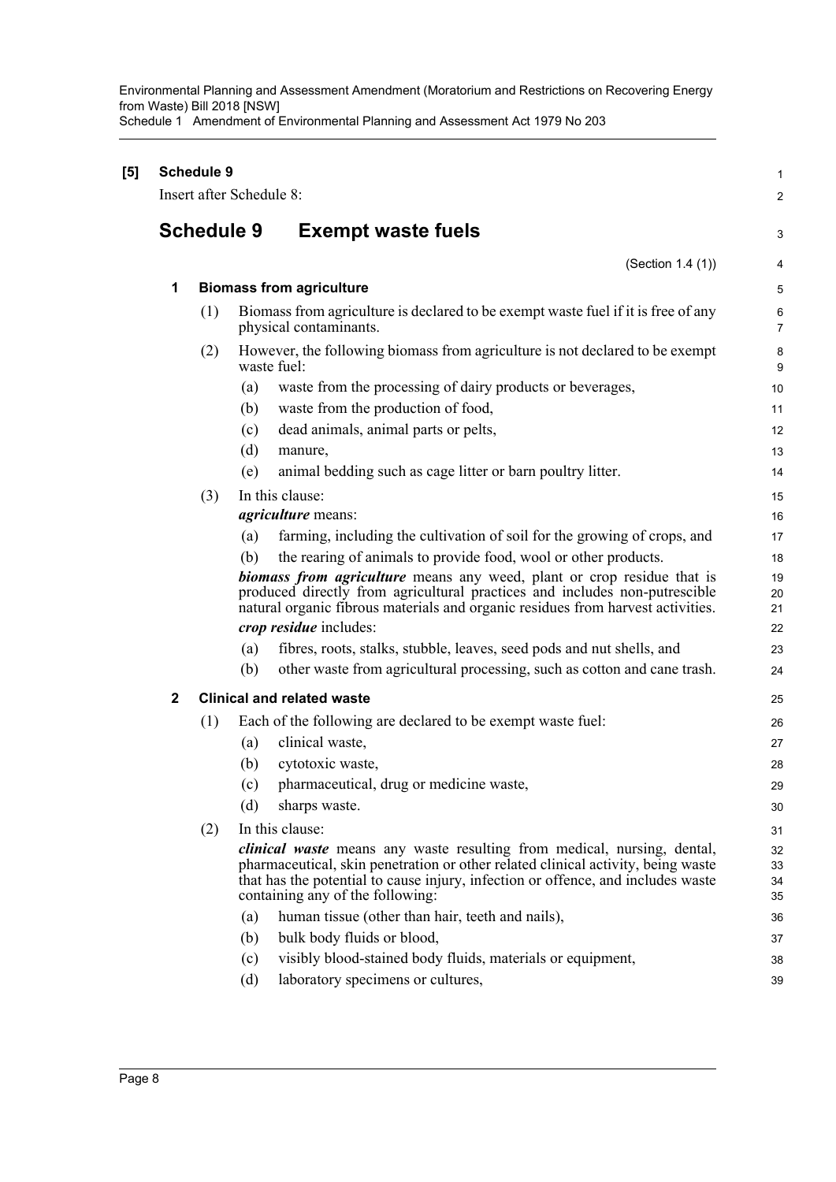**[5] Schedule 9**

Insert after Schedule 8:

## Schedule 9 Exempt waste fuels

(Section 1.4 (1))

**1 Biomass from agriculture**

(1) Biomass from agriculture is declared to be exempt waste fuel if it is free of any physical contaminants.

(2) However, the following biomass from agriculture is not declared to be exempt waste fuel:

(a) waste from the processing of dairy products or beverages,

(b) waste from the production of food,

(c) dead animals, animal parts or pelts,

(d) manure,

(e) animal bedding such as cage litter or barn poultry litter.

(3) In this clause:

***agriculture*** means:

(a) farming, including the cultivation of soil for the growing of crops, and

(b) the rearing of animals to provide food, wool or other products.

***biomass from agriculture*** means any weed, plant or crop residue that is produced directly from agricultural practices and includes non-putrescible natural organic fibrous materials and organic residues from harvest activities.

***crop residue*** includes:

(a) fibres, roots, stalks, stubble, leaves, seed pods and nut shells, and

(b) other waste from agricultural processing, such as cotton and cane trash.

**2 Clinical and related waste**

(1) Each of the following are declared to be exempt waste fuel:

(a) clinical waste,

(b) cytotoxic waste,

(c) pharmaceutical, drug or medicine waste,

(d) sharps waste.

(2) In this clause:

***clinical waste*** means any waste resulting from medical, nursing, dental, pharmaceutical, skin penetration or other related clinical activity, being waste that has the potential to cause injury, infection or offence, and includes waste containing any of the following:

(a) human tissue (other than hair, teeth and nails),

(b) bulk body fluids or blood,

(c) visibly blood-stained body fluids, materials or equipment,

(d) laboratory specimens or cultures,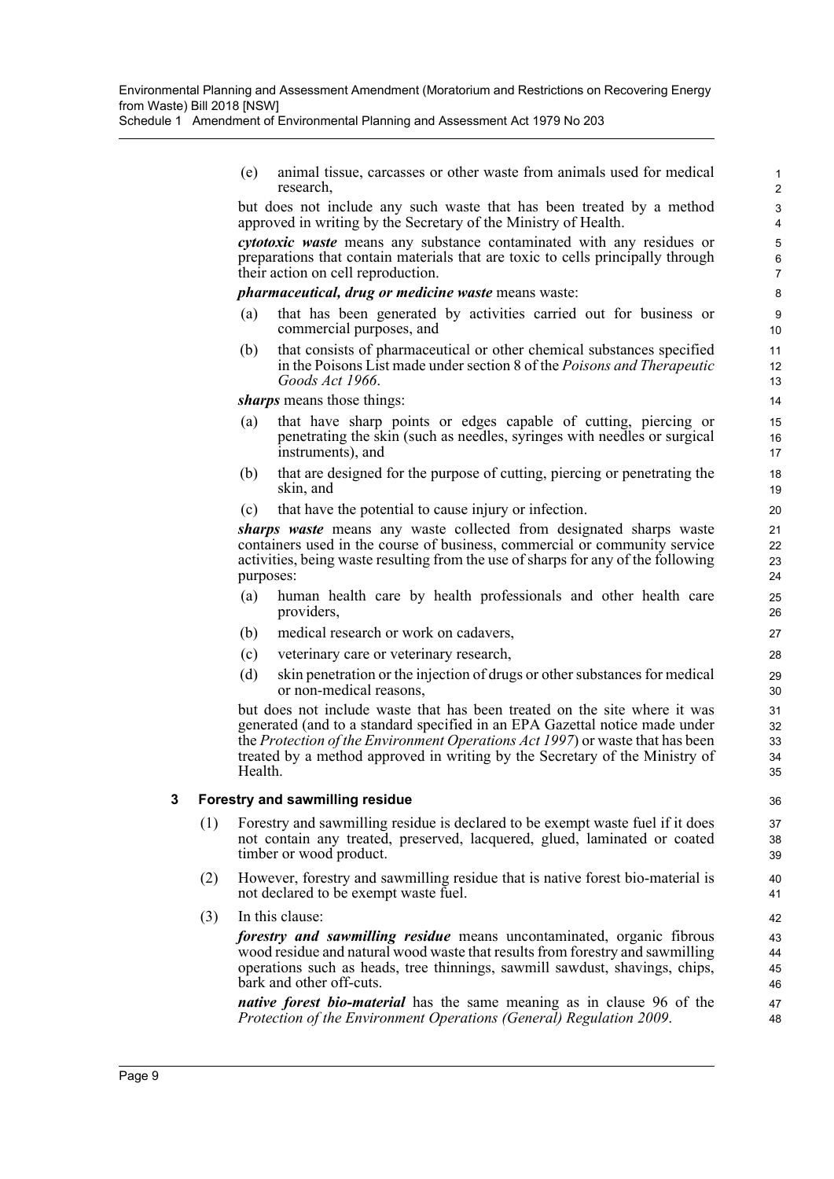(e) animal tissue, carcasses or other waste from animals used for medical research,

but does not include any such waste that has been treated by a method approved in writing by the Secretary of the Ministry of Health.

***cytotoxic waste*** means any substance contaminated with any residues or preparations that contain materials that are toxic to cells principally through their action on cell reproduction.

***pharmaceutical, drug or medicine waste*** means waste:

(a) that has been generated by activities carried out for business or commercial purposes, and

(b) that consists of pharmaceutical or other chemical substances specified in the Poisons List made under section 8 of the *Poisons and Therapeutic Goods Act 1966*.

***sharps*** means those things:

(a) that have sharp points or edges capable of cutting, piercing or penetrating the skin (such as needles, syringes with needles or surgical instruments), and

(b) that are designed for the purpose of cutting, piercing or penetrating the skin, and

(c) that have the potential to cause injury or infection.

***sharps waste*** means any waste collected from designated sharps waste containers used in the course of business, commercial or community service activities, being waste resulting from the use of sharps for any of the following purposes:

(a) human health care by health professionals and other health care providers,

(b) medical research or work on cadavers,

(c) veterinary care or veterinary research,

(d) skin penetration or the injection of drugs or other substances for medical or non-medical reasons,

but does not include waste that has been treated on the site where it was generated (and to a standard specified in an EPA Gazettal notice made under the *Protection of the Environment Operations Act 1997*) or waste that has been treated by a method approved in writing by the Secretary of the Ministry of Health.

### 3 Forestry and sawmilling residue

(1) Forestry and sawmilling residue is declared to be exempt waste fuel if it does not contain any treated, preserved, lacquered, glued, laminated or coated timber or wood product.

(2) However, forestry and sawmilling residue that is native forest bio-material is not declared to be exempt waste fuel.

(3) In this clause:

***forestry and sawmilling residue*** means uncontaminated, organic fibrous wood residue and natural wood waste that results from forestry and sawmilling operations such as heads, tree thinnings, sawmill sawdust, shavings, chips, bark and other off-cuts.

***native forest bio-material*** has the same meaning as in clause 96 of the *Protection of the Environment Operations (General) Regulation 2009*.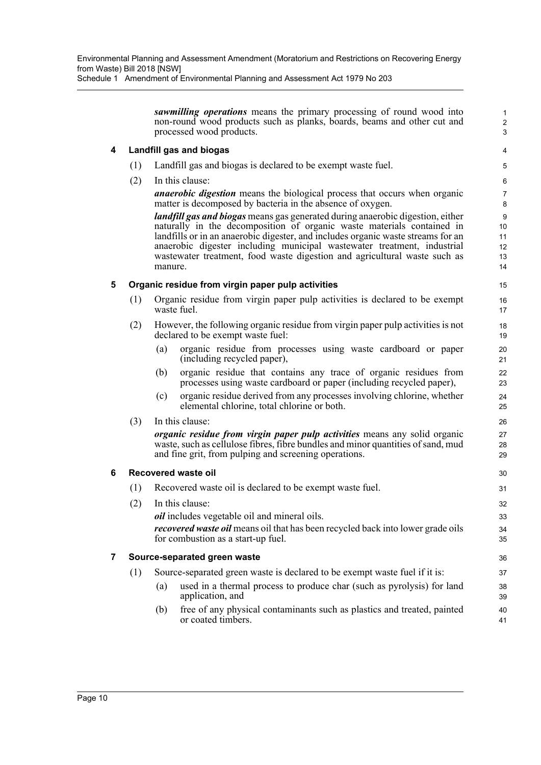***sawmilling operations*** means the primary processing of round wood into non-round wood products such as planks, boards, beams and other cut and processed wood products.

### 4 Landfill gas and biogas

(1) Landfill gas and biogas is declared to be exempt waste fuel.

(2) In this clause:

***anaerobic digestion*** means the biological process that occurs when organic matter is decomposed by bacteria in the absence of oxygen.

***landfill gas and biogas*** means gas generated during anaerobic digestion, either naturally in the decomposition of organic waste materials contained in landfills or in an anaerobic digester, and includes organic waste streams for an anaerobic digester including municipal wastewater treatment, industrial wastewater treatment, food waste digestion and agricultural waste such as manure.

### 5 Organic residue from virgin paper pulp activities

(1) Organic residue from virgin paper pulp activities is declared to be exempt waste fuel.

(2) However, the following organic residue from virgin paper pulp activities is not declared to be exempt waste fuel:

(a) organic residue from processes using waste cardboard or paper (including recycled paper),

(b) organic residue that contains any trace of organic residues from processes using waste cardboard or paper (including recycled paper),

(c) organic residue derived from any processes involving chlorine, whether elemental chlorine, total chlorine or both.

(3) In this clause:

***organic residue from virgin paper pulp activities*** means any solid organic waste, such as cellulose fibres, fibre bundles and minor quantities of sand, mud and fine grit, from pulping and screening operations.

### 6 Recovered waste oil

(1) Recovered waste oil is declared to be exempt waste fuel.

(2) In this clause:

***oil*** includes vegetable oil and mineral oils.

***recovered waste oil*** means oil that has been recycled back into lower grade oils for combustion as a start-up fuel.

### 7 Source-separated green waste

(1) Source-separated green waste is declared to be exempt waste fuel if it is:

(a) used in a thermal process to produce char (such as pyrolysis) for land application, and

(b) free of any physical contaminants such as plastics and treated, painted or coated timbers.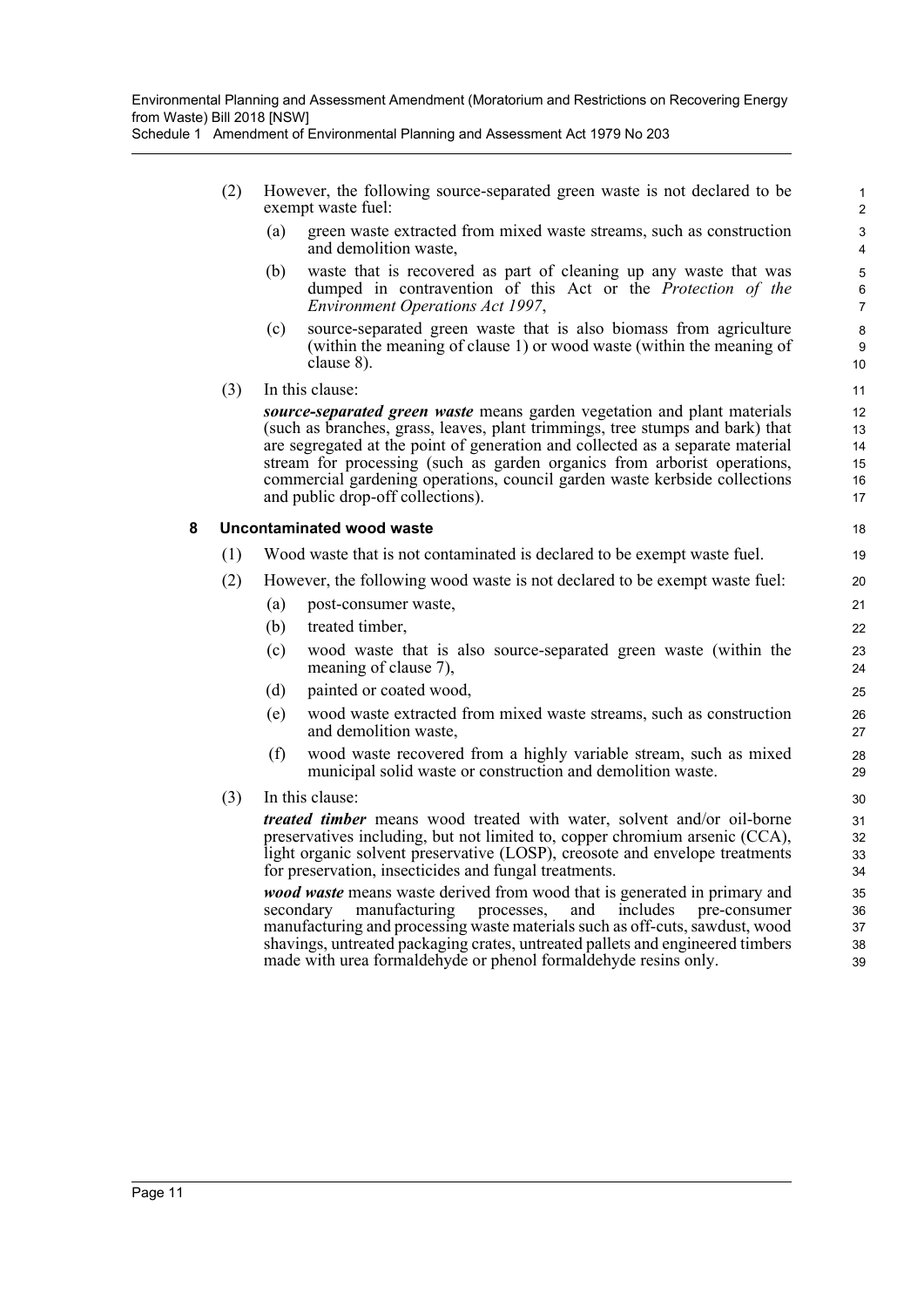(2) However, the following source-separated green waste is not declared to be exempt waste fuel:

(a) green waste extracted from mixed waste streams, such as construction and demolition waste,

(b) waste that is recovered as part of cleaning up any waste that was dumped in contravention of this Act or the *Protection of the Environment Operations Act 1997*,

(c) source-separated green waste that is also biomass from agriculture (within the meaning of clause 1) or wood waste (within the meaning of clause 8).

(3) In this clause:

***source-separated green waste*** means garden vegetation and plant materials (such as branches, grass, leaves, plant trimmings, tree stumps and bark) that are segregated at the point of generation and collected as a separate material stream for processing (such as garden organics from arborist operations, commercial gardening operations, council garden waste kerbside collections and public drop-off collections).

**8 Uncontaminated wood waste**

(1) Wood waste that is not contaminated is declared to be exempt waste fuel.

(2) However, the following wood waste is not declared to be exempt waste fuel:

(a) post-consumer waste,

(b) treated timber,

(c) wood waste that is also source-separated green waste (within the meaning of clause 7),

(d) painted or coated wood,

(e) wood waste extracted from mixed waste streams, such as construction and demolition waste,

(f) wood waste recovered from a highly variable stream, such as mixed municipal solid waste or construction and demolition waste.

(3) In this clause:

***treated timber*** means wood treated with water, solvent and/or oil-borne preservatives including, but not limited to, copper chromium arsenic (CCA), light organic solvent preservative (LOSP), creosote and envelope treatments for preservation, insecticides and fungal treatments.

***wood waste*** means waste derived from wood that is generated in primary and secondary manufacturing processes, and includes pre-consumer manufacturing and processing waste materials such as off-cuts, sawdust, wood shavings, untreated packaging crates, untreated pallets and engineered timbers made with urea formaldehyde or phenol formaldehyde resins only.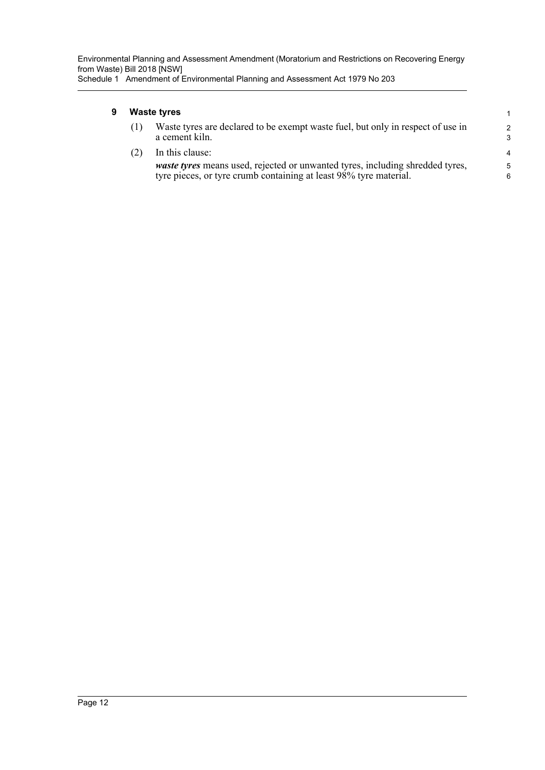### 9 Waste tyres

(1) Waste tyres are declared to be exempt waste fuel, but only in respect of use in a cement kiln.

(2) In this clause:

***waste tyres*** means used, rejected or unwanted tyres, including shredded tyres, tyre pieces, or tyre crumb containing at least 98% tyre material.